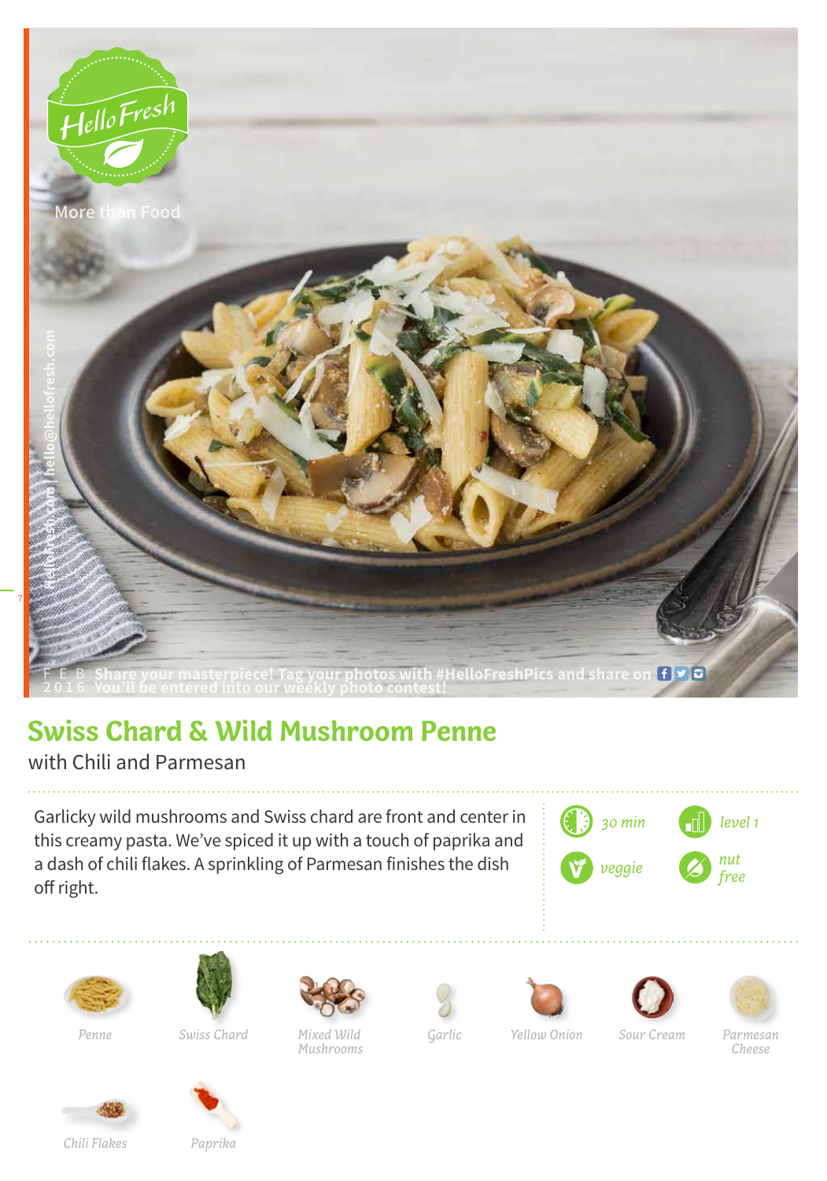HelloFresh

More than Food

hellofresh.com | hello@hellofresh.com

FEB 2016

Share your masterpiece! Tag your photos with #HelloFreshPics and share on

You'll be entered into our weekly photo contest!

# Swiss Chard & Wild Mushroom Penne

with Chili and Parmesan

Garlicky wild mushrooms and Swiss chard are front and center in this creamy pasta. We've spiced it up with a touch of paprika and a dash of chili flakes. A sprinkling of Parmesan finishes the dish off right.

*30 min*

*level 1*

*veggie*

*nut free*

- *Penne*
- *Swiss Chard*
- *Mixed Wild Mushrooms*
- *Garlic*
- *Yellow Onion*
- *Sour Cream*
- *Parmesan Cheese*
- *Chili Flakes*
- *Paprika*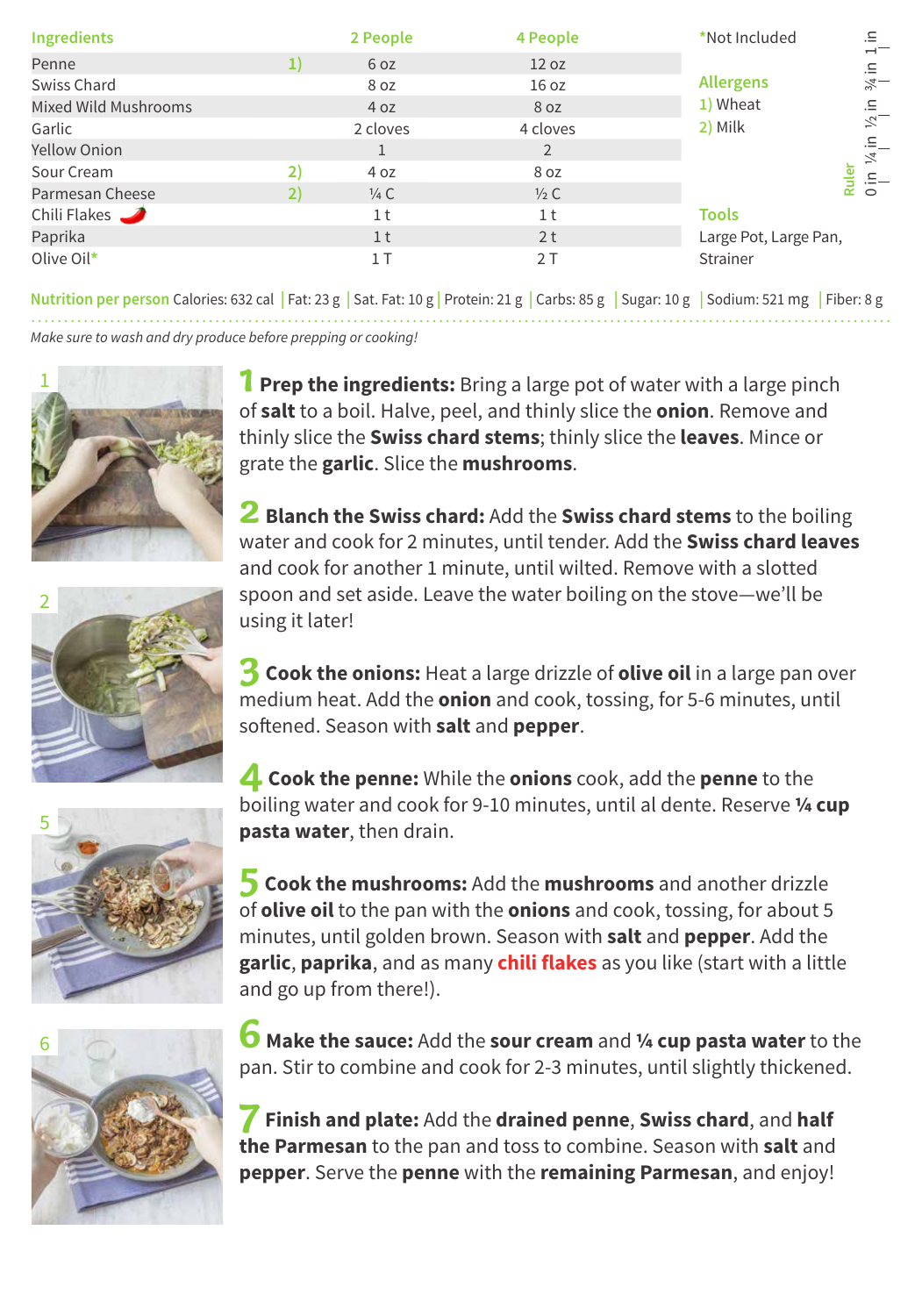| Ingredients | | 2 People | 4 People |
|---|---|---|---|
| Penne | 1) | 6 oz | 12 oz |
| Swiss Chard | | 8 oz | 16 oz |
| Mixed Wild Mushrooms | | 4 oz | 8 oz |
| Garlic | | 2 cloves | 4 cloves |
| Yellow Onion | | 1 | 2 |
| Sour Cream | 2) | 4 oz | 8 oz |
| Parmesan Cheese | 2) | ¼ C | ½ C |
| Chili Flakes | | 1 t | 1 t |
| Paprika | | 1 t | 2 t |
| Olive Oil* | | 1 T | 2 T |

*Not Included

**Allergens**
1) Wheat
2) Milk

**Tools**
Large Pot, Large Pan, Strainer

Ruler
0 in ¼ in ½ in ¾ in 1 in

**Nutrition per person** Calories: 632 cal | Fat: 23 g | Sat. Fat: 10 g | Protein: 21 g | Carbs: 85 g | Sugar: 10 g | Sodium: 521 mg | Fiber: 8 g

*Make sure to wash and dry produce before prepping or cooking!*

**1 Prep the ingredients:** Bring a large pot of water with a large pinch of **salt** to a boil. Halve, peel, and thinly slice the **onion**. Remove and thinly slice the **Swiss chard stems**; thinly slice the **leaves**. Mince or grate the **garlic**. Slice the **mushrooms**.

**2 Blanch the Swiss chard:** Add the **Swiss chard stems** to the boiling water and cook for 2 minutes, until tender. Add the **Swiss chard leaves** and cook for another 1 minute, until wilted. Remove with a slotted spoon and set aside. Leave the water boiling on the stove—we'll be using it later!

**3 Cook the onions:** Heat a large drizzle of **olive oil** in a large pan over medium heat. Add the **onion** and cook, tossing, for 5-6 minutes, until softened. Season with **salt** and **pepper**.

**4 Cook the penne:** While the **onions** cook, add the **penne** to the boiling water and cook for 9-10 minutes, until al dente. Reserve **¼ cup pasta water**, then drain.

**5 Cook the mushrooms:** Add the **mushrooms** and another drizzle of **olive oil** to the pan with the **onions** and cook, tossing, for about 5 minutes, until golden brown. Season with **salt** and **pepper**. Add the **garlic**, **paprika**, and as many **chili flakes** as you like (start with a little and go up from there!).

**6 Make the sauce:** Add the **sour cream** and **¼ cup pasta water** to the pan. Stir to combine and cook for 2-3 minutes, until slightly thickened.

**7 Finish and plate:** Add the **drained penne**, **Swiss chard**, and **half the Parmesan** to the pan and toss to combine. Season with **salt** and **pepper**. Serve the **penne** with the **remaining Parmesan**, and enjoy!